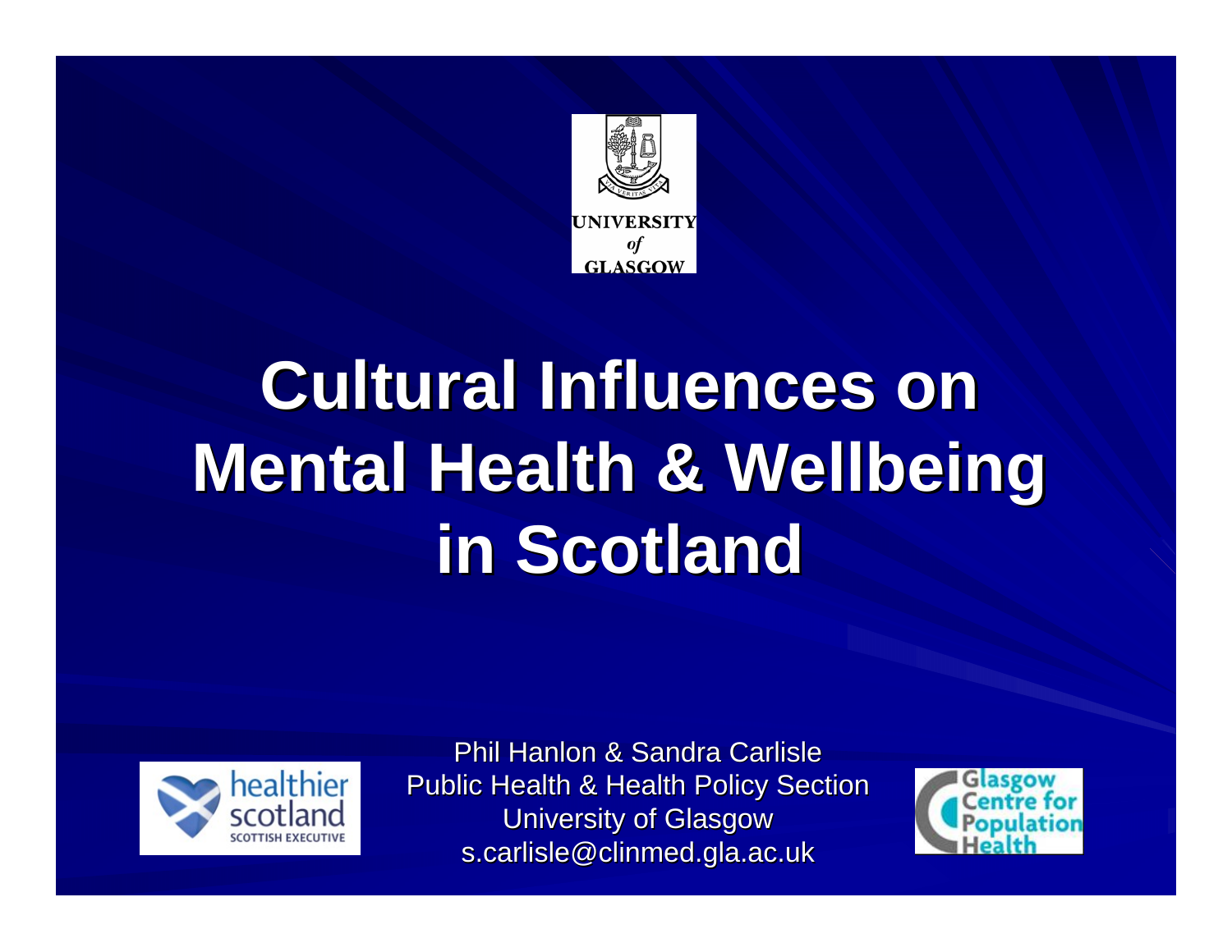# Cultural Influences on Mental Health & Wellbeing in Scotland

Phil Hanlon & Sandra Carlisle
Public Health & Health Policy Section
University of Glasgow
s.carlisle@clinmed.gla.ac.uk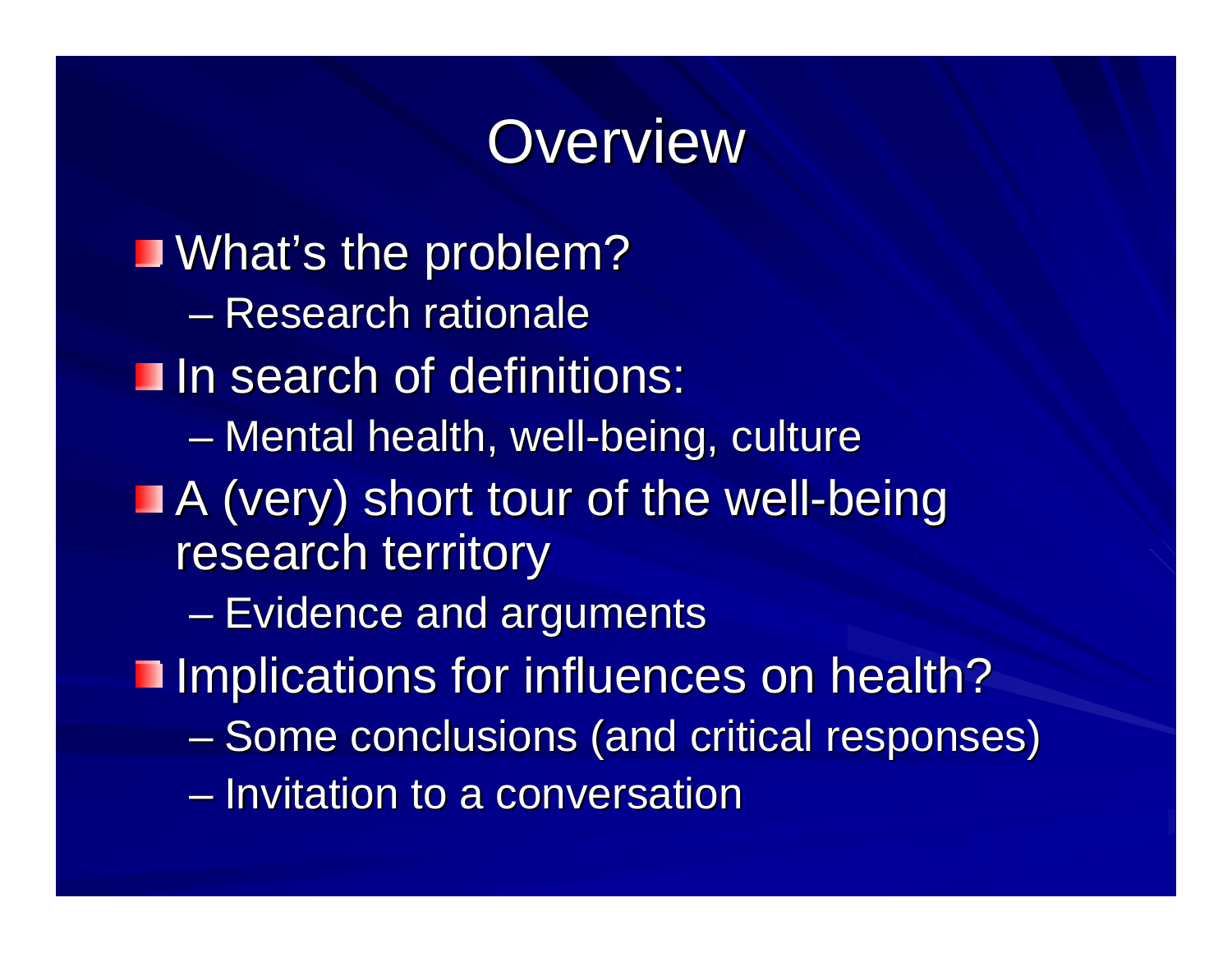# Overview

- What's the problem?
  - Research rationale
- In search of definitions:
  - Mental health, well-being, culture
- A (very) short tour of the well-being research territory
  - Evidence and arguments
- Implications for influences on health?
  - Some conclusions (and critical responses)
  - Invitation to a conversation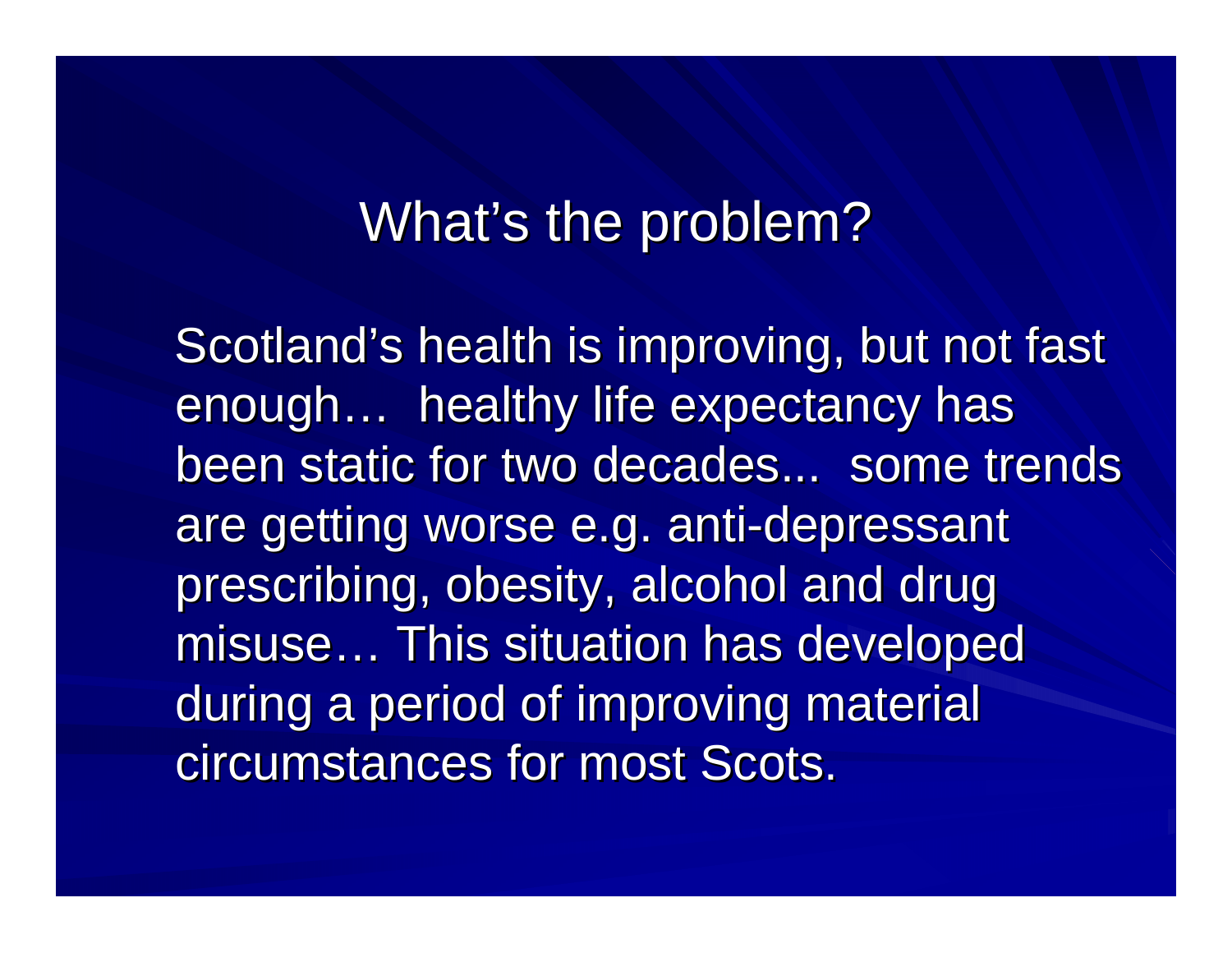# What's the problem?

Scotland's health is improving, but not fast enough… healthy life expectancy has been static for two decades... some trends are getting worse e.g. anti-depressant prescribing, obesity, alcohol and drug misuse… This situation has developed during a period of improving material circumstances for most Scots.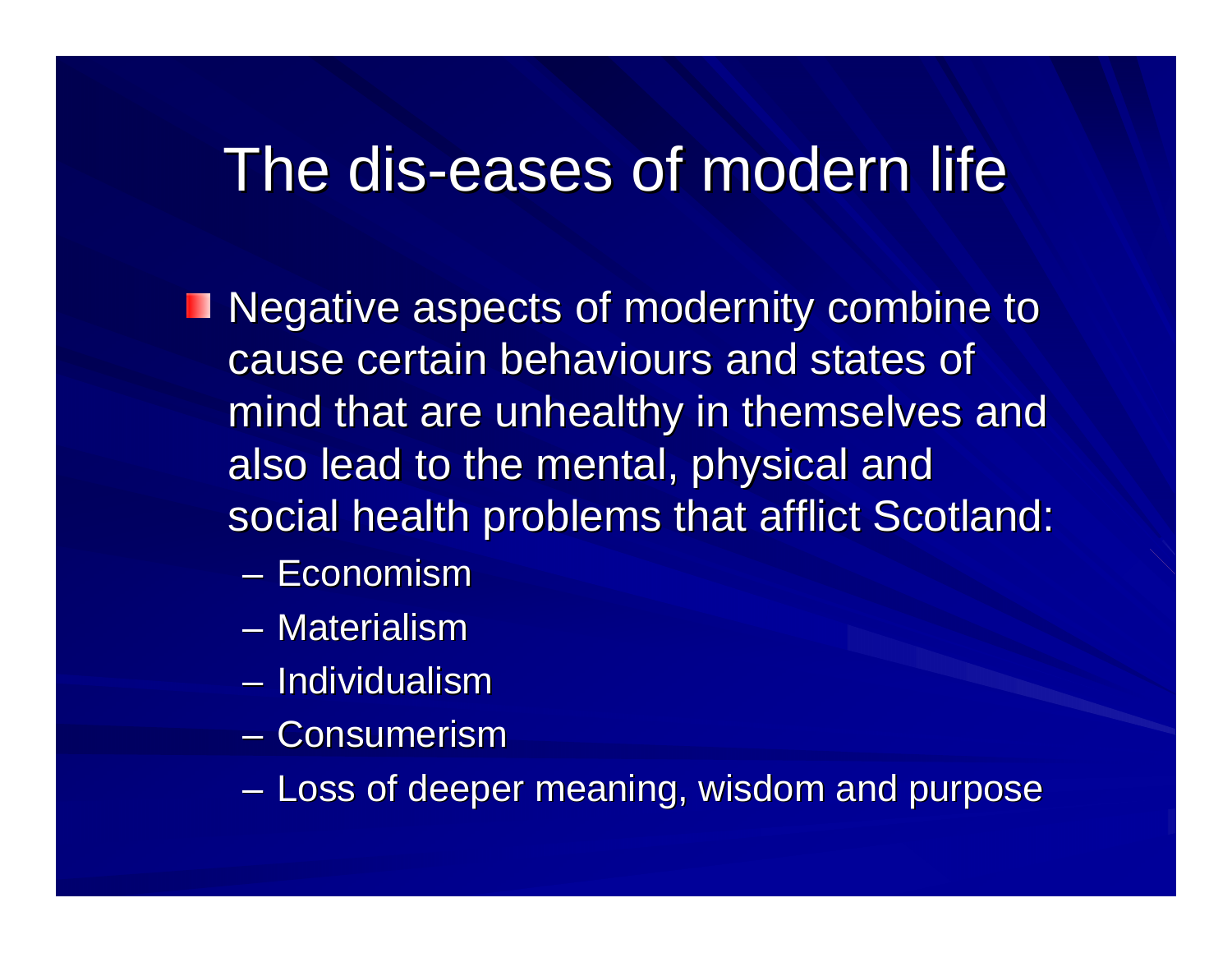# The dis-eases of modern life

- Negative aspects of modernity combine to cause certain behaviours and states of mind that are unhealthy in themselves and also lead to the mental, physical and social health problems that afflict Scotland:
  - Economism
  - Materialism
  - Individualism
  - Consumerism
  - Loss of deeper meaning, wisdom and purpose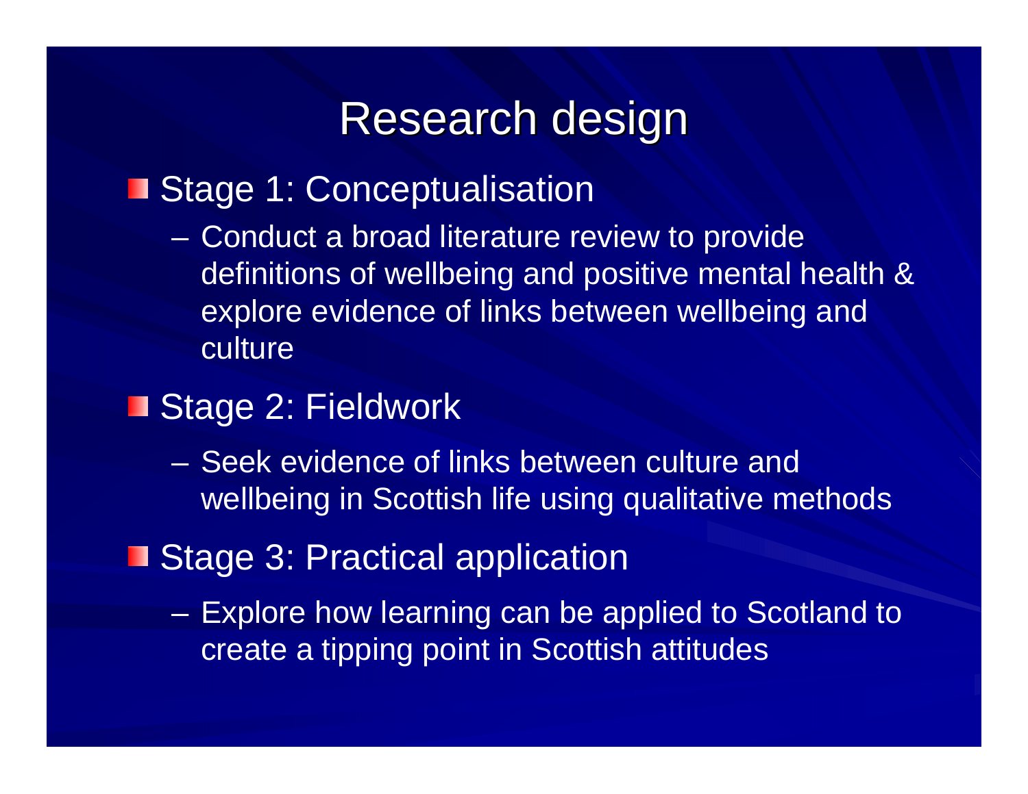# Research design

- Stage 1: Conceptualisation
  - Conduct a broad literature review to provide definitions of wellbeing and positive mental health & explore evidence of links between wellbeing and culture
- Stage 2: Fieldwork
  - Seek evidence of links between culture and wellbeing in Scottish life using qualitative methods
- Stage 3: Practical application
  - Explore how learning can be applied to Scotland to create a tipping point in Scottish attitudes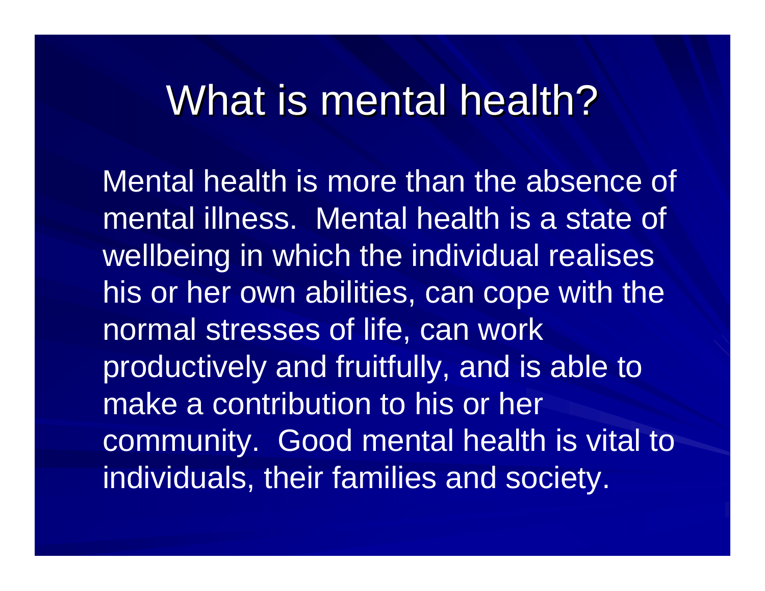# What is mental health?

Mental health is more than the absence of mental illness. Mental health is a state of wellbeing in which the individual realises his or her own abilities, can cope with the normal stresses of life, can work productively and fruitfully, and is able to make a contribution to his or her community. Good mental health is vital to individuals, their families and society.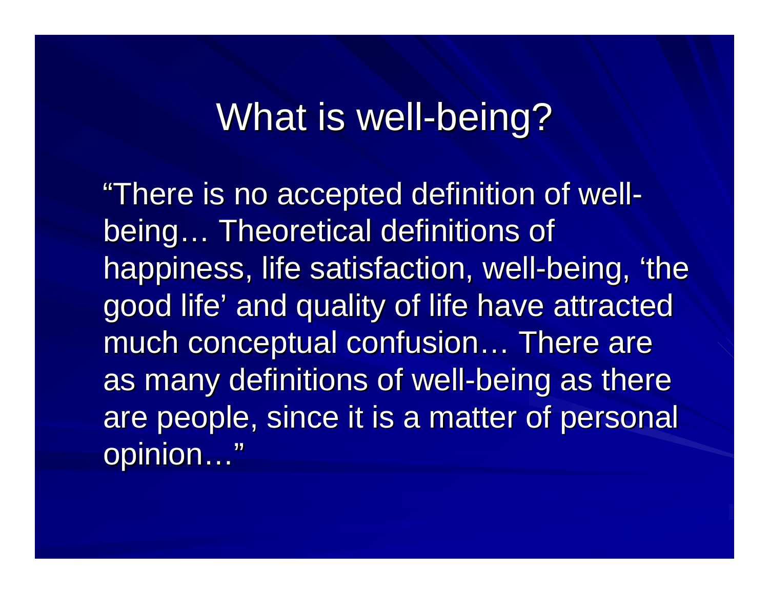# What is well-being?

"There is no accepted definition of well-being… Theoretical definitions of happiness, life satisfaction, well-being, 'the good life' and quality of life have attracted much conceptual confusion… There are as many definitions of well-being as there are people, since it is a matter of personal opinion…"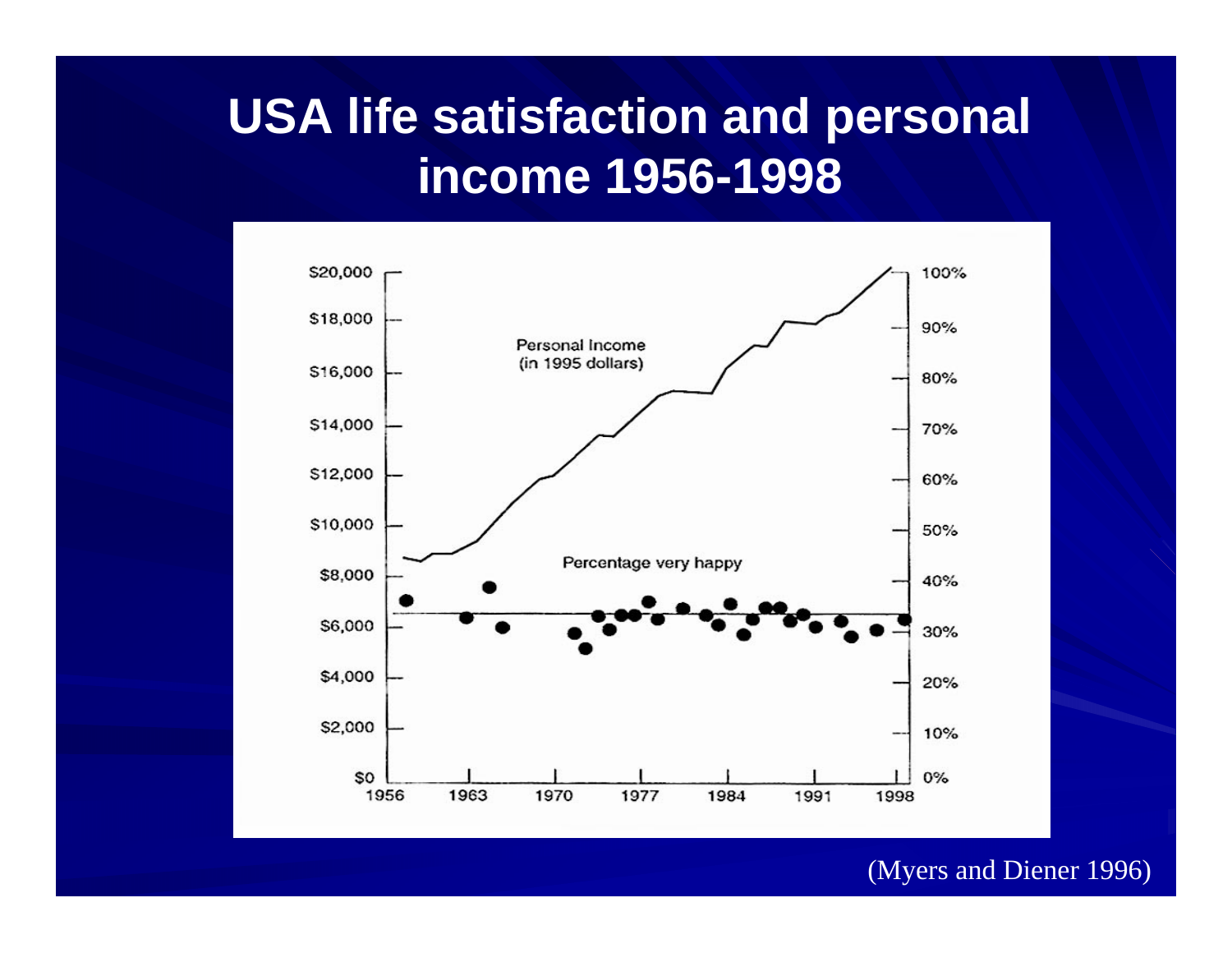# USA life satisfaction and personal income 1956-1998

(Myers and Diener 1996)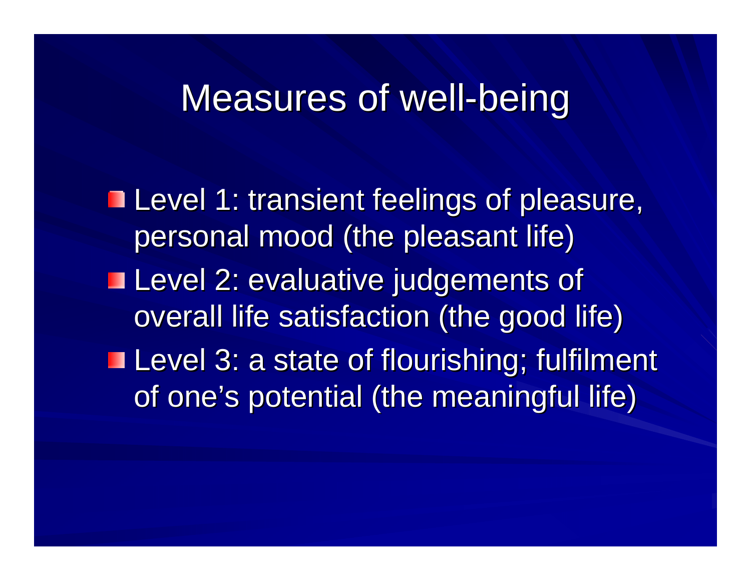# Measures of well-being

- Level 1: transient feelings of pleasure, personal mood (the pleasant life)
- Level 2: evaluative judgements of overall life satisfaction (the good life)
- Level 3: a state of flourishing; fulfilment of one's potential (the meaningful life)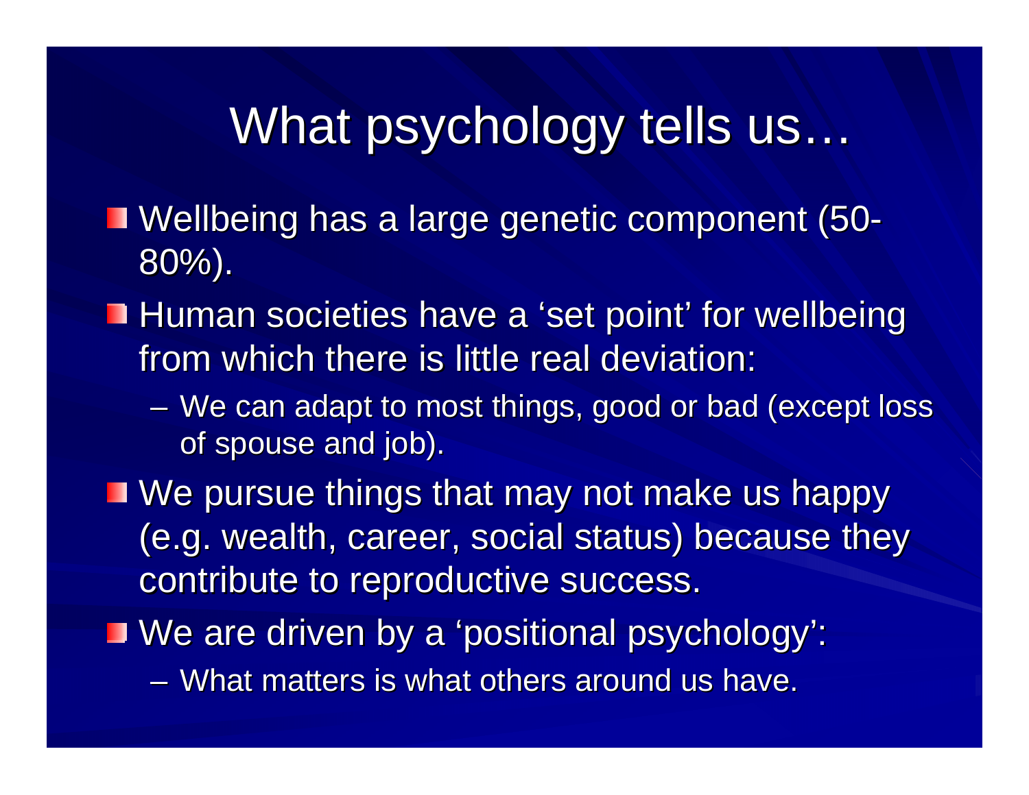# What psychology tells us…

- Wellbeing has a large genetic component (50-80%).
- Human societies have a 'set point' for wellbeing from which there is little real deviation:
  - We can adapt to most things, good or bad (except loss of spouse and job).
- We pursue things that may not make us happy (e.g. wealth, career, social status) because they contribute to reproductive success.
- We are driven by a 'positional psychology':
  - What matters is what others around us have.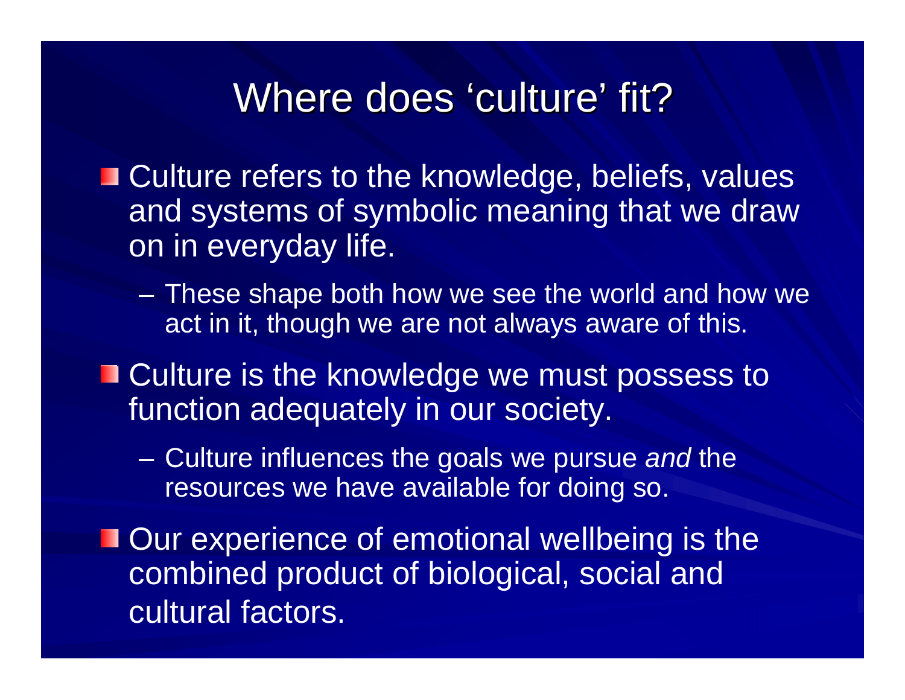# Where does 'culture' fit?

- Culture refers to the knowledge, beliefs, values and systems of symbolic meaning that we draw on in everyday life.
  - These shape both how we see the world and how we act in it, though we are not always aware of this.
- Culture is the knowledge we must possess to function adequately in our society.
  - Culture influences the goals we pursue *and* the resources we have available for doing so.
- Our experience of emotional wellbeing is the combined product of biological, social and cultural factors.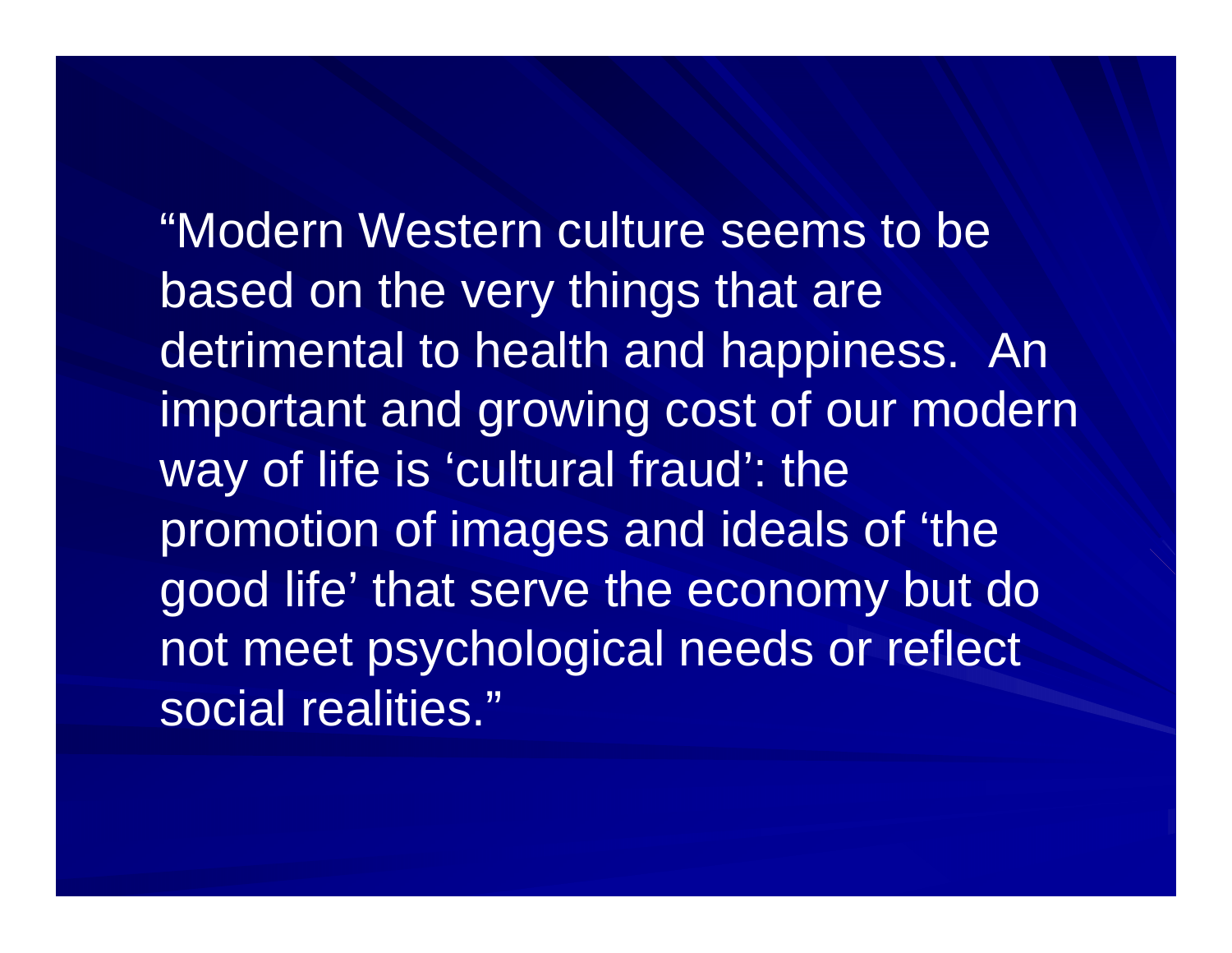“Modern Western culture seems to be based on the very things that are detrimental to health and happiness. An important and growing cost of our modern way of life is ‘cultural fraud’: the promotion of images and ideals of ‘the good life’ that serve the economy but do not meet psychological needs or reflect social realities.”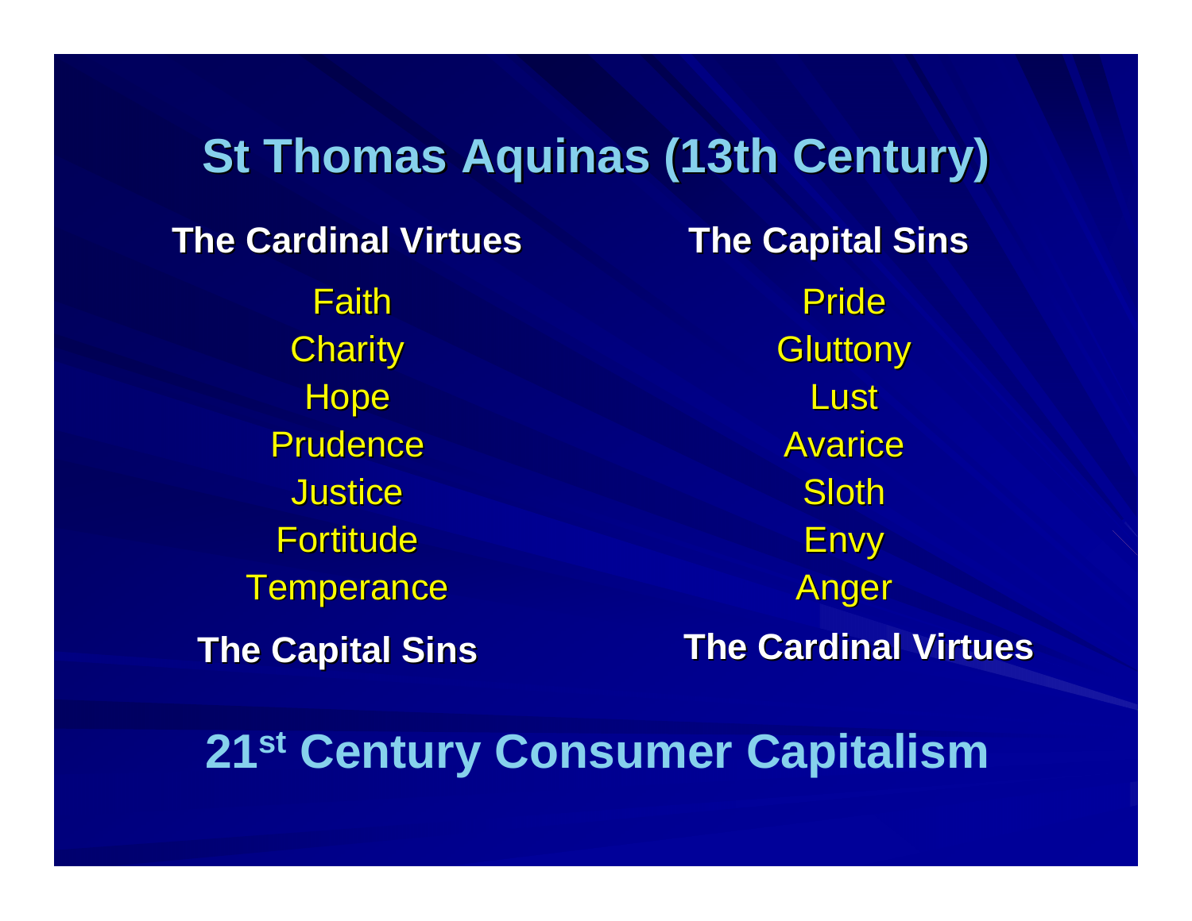# St Thomas Aquinas (13th Century)

| The Cardinal Virtues | The Capital Sins |
|---|---|
| Faith | Pride |
| Charity | Gluttony |
| Hope | Lust |
| Prudence | Avarice |
| Justice | Sloth |
| Fortitude | Envy |
| Temperance | Anger |
| **The Capital Sins** | **The Cardinal Virtues** |

# 21st Century Consumer Capitalism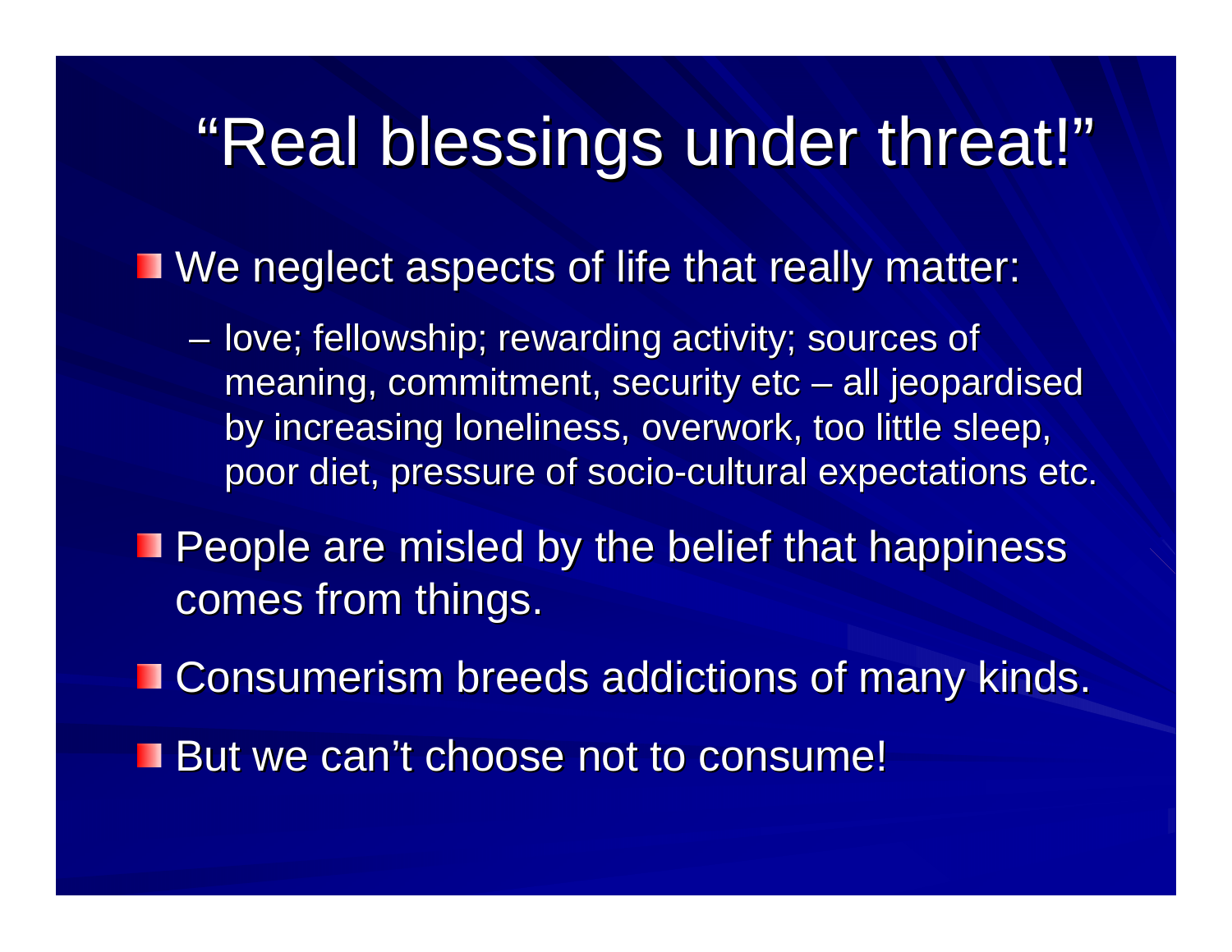# "Real blessings under threat!"

- We neglect aspects of life that really matter:
  - love; fellowship; rewarding activity; sources of meaning, commitment, security etc – all jeopardised by increasing loneliness, overwork, too little sleep, poor diet, pressure of socio-cultural expectations etc.
- People are misled by the belief that happiness comes from things.
- Consumerism breeds addictions of many kinds.
- But we can't choose not to consume!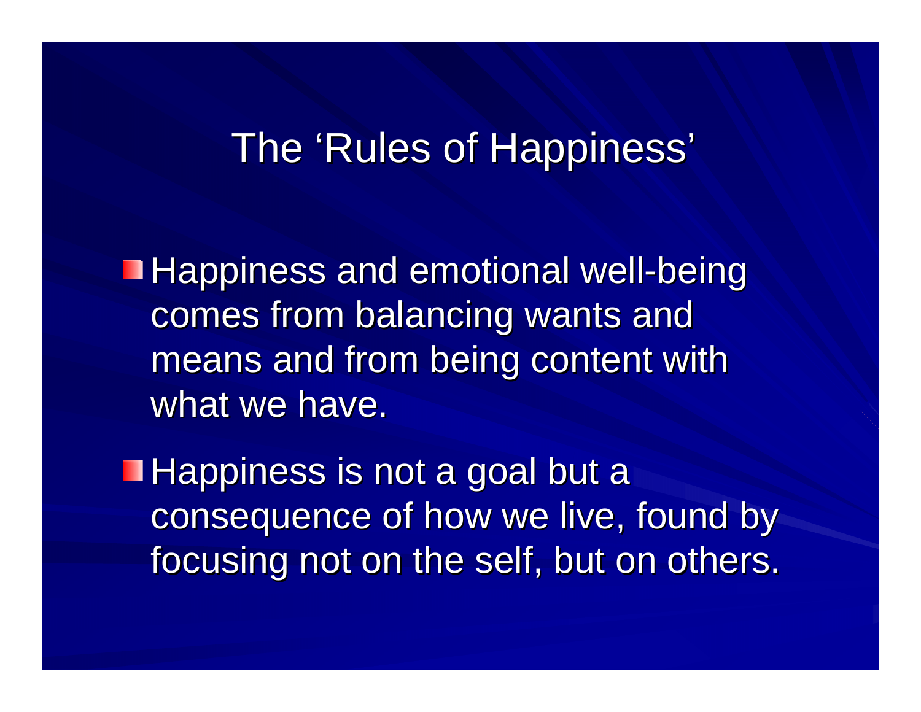# The 'Rules of Happiness'

- Happiness and emotional well-being comes from balancing wants and means and from being content with what we have.
- Happiness is not a goal but a consequence of how we live, found by focusing not on the self, but on others.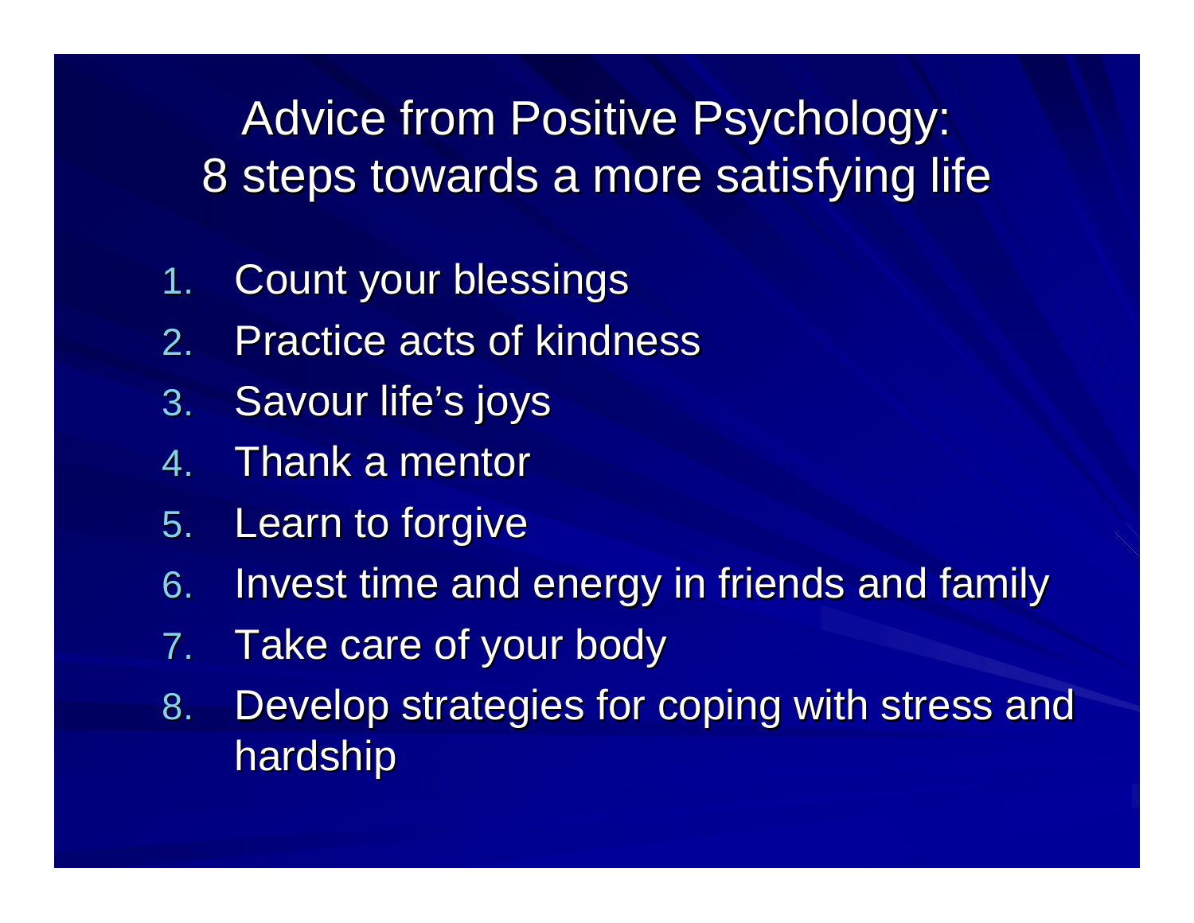# Advice from Positive Psychology: 8 steps towards a more satisfying life

1. Count your blessings
2. Practice acts of kindness
3. Savour life's joys
4. Thank a mentor
5. Learn to forgive
6. Invest time and energy in friends and family
7. Take care of your body
8. Develop strategies for coping with stress and hardship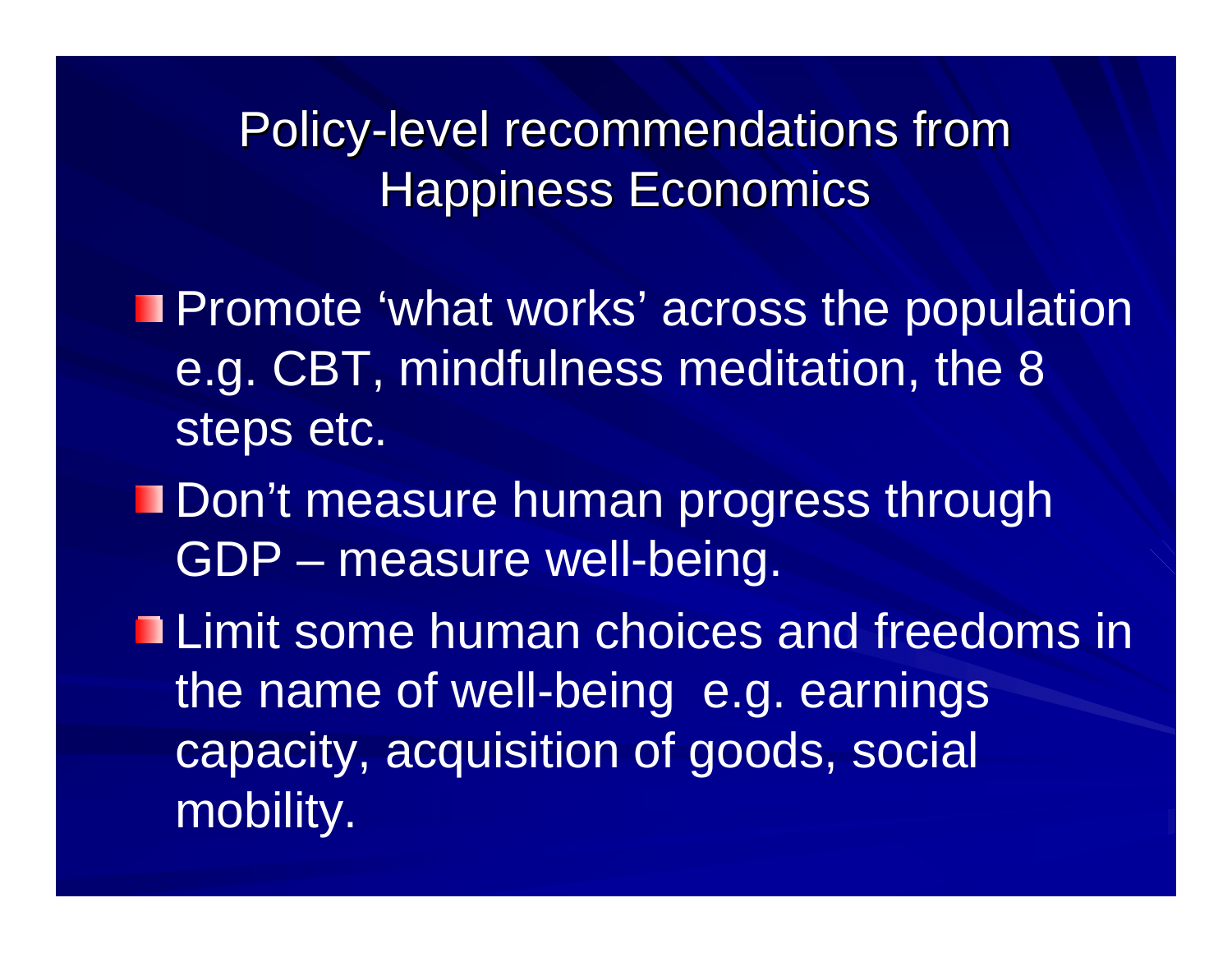# Policy-level recommendations from Happiness Economics

- Promote 'what works' across the population e.g. CBT, mindfulness meditation, the 8 steps etc.
- Don't measure human progress through GDP – measure well-being.
- Limit some human choices and freedoms in the name of well-being e.g. earnings capacity, acquisition of goods, social mobility.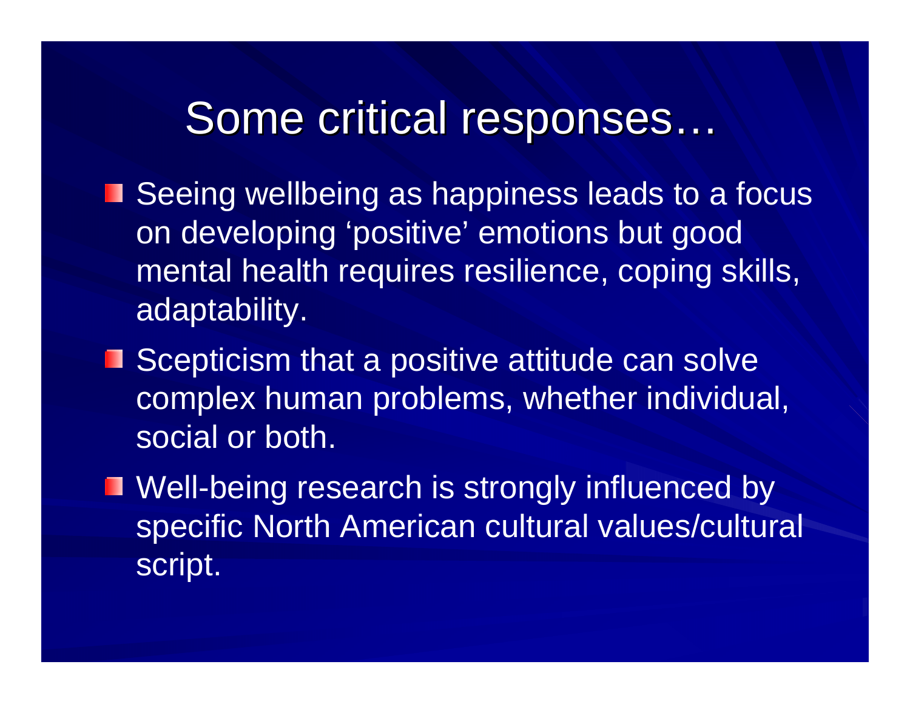# Some critical responses…

- Seeing wellbeing as happiness leads to a focus on developing 'positive' emotions but good mental health requires resilience, coping skills, adaptability.
- Scepticism that a positive attitude can solve complex human problems, whether individual, social or both.
- Well-being research is strongly influenced by specific North American cultural values/cultural script.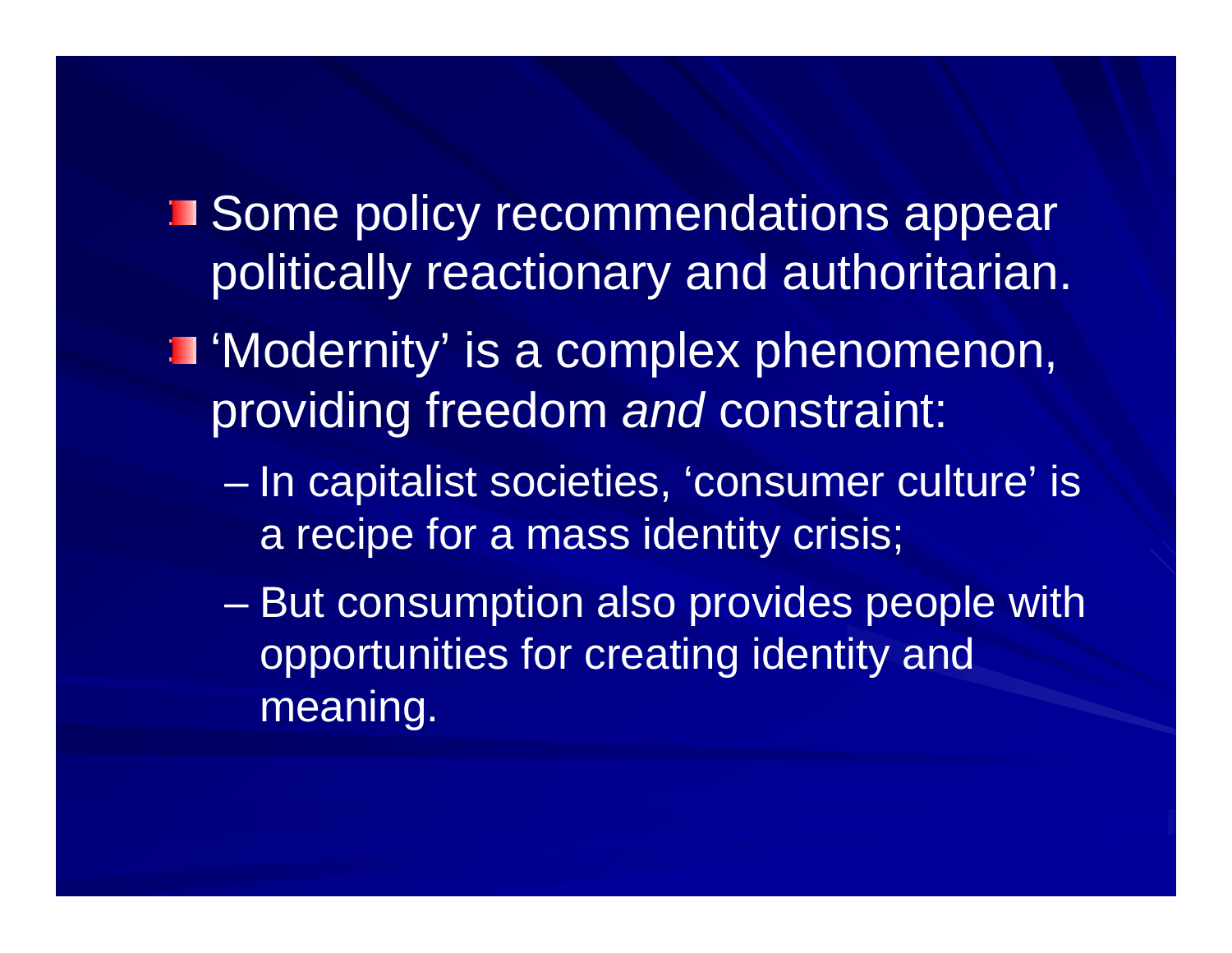- Some policy recommendations appear politically reactionary and authoritarian.
- 'Modernity' is a complex phenomenon, providing freedom *and* constraint:
  - In capitalist societies, 'consumer culture' is a recipe for a mass identity crisis;
  - But consumption also provides people with opportunities for creating identity and meaning.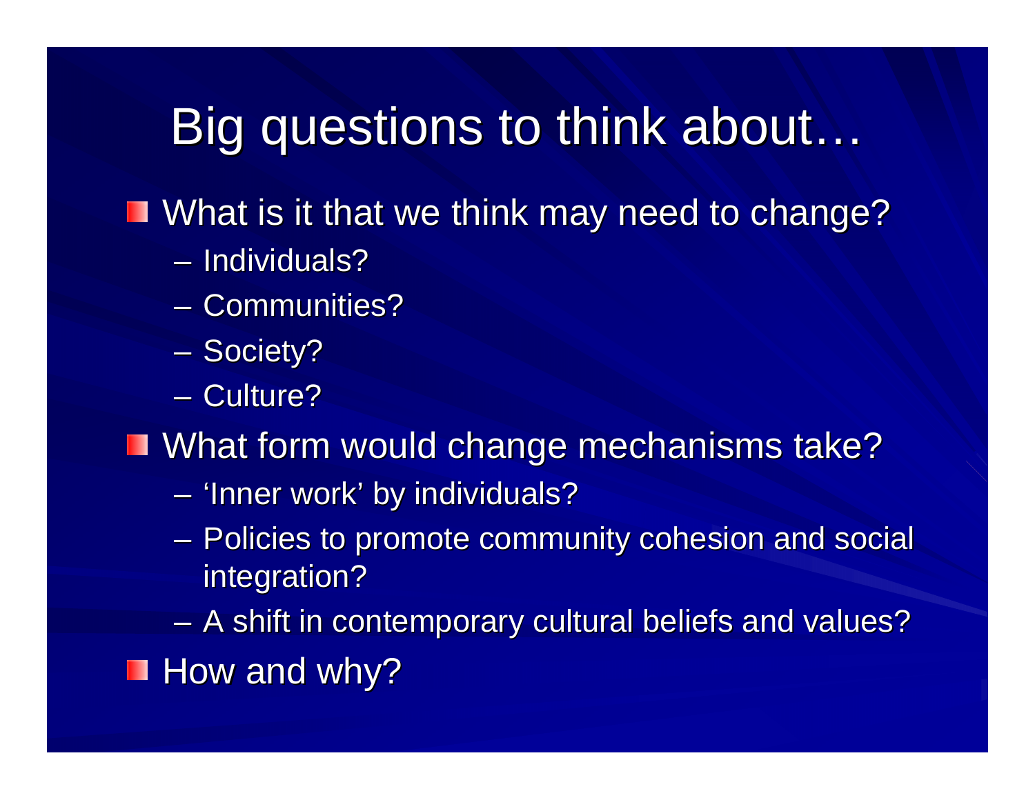# Big questions to think about…

- What is it that we think may need to change?
  - Individuals?
  - Communities?
  - Society?
  - Culture?
- What form would change mechanisms take?
  - 'Inner work' by individuals?
  - Policies to promote community cohesion and social integration?
  - A shift in contemporary cultural beliefs and values?
- How and why?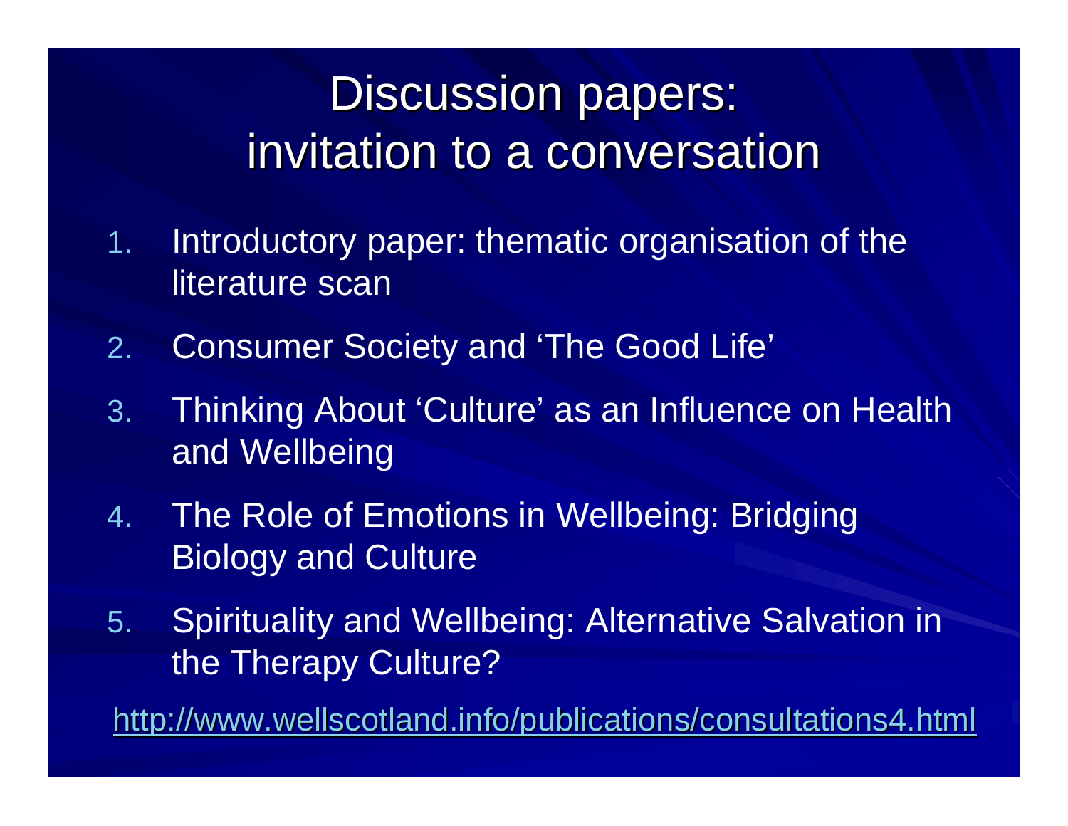# Discussion papers: invitation to a conversation

1. Introductory paper: thematic organisation of the literature scan
2. Consumer Society and 'The Good Life'
3. Thinking About 'Culture' as an Influence on Health and Wellbeing
4. The Role of Emotions in Wellbeing: Bridging Biology and Culture
5. Spirituality and Wellbeing: Alternative Salvation in the Therapy Culture?

http://www.wellscotland.info/publications/consultations4.html